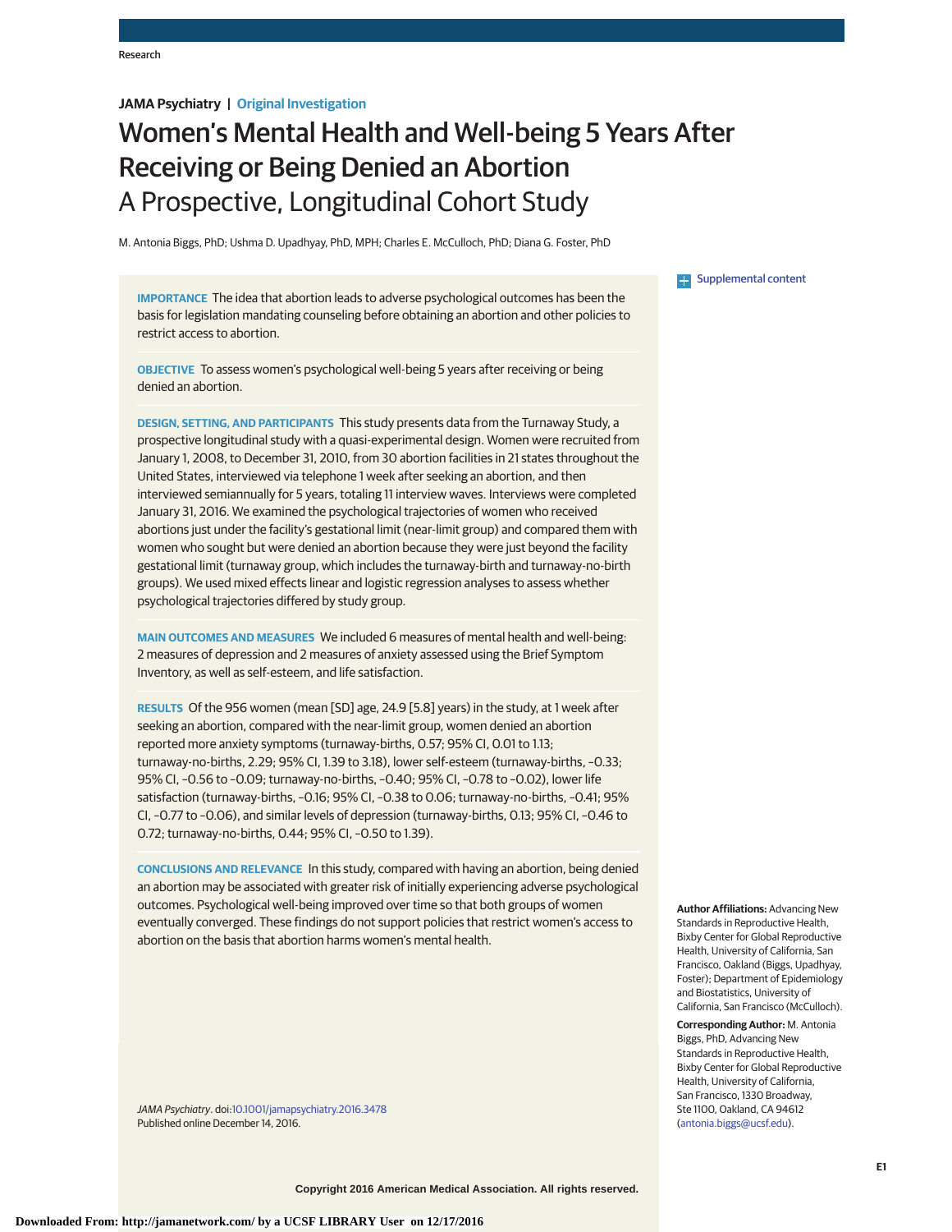Research

JAMA Psychiatry | Original Investigation

# Women's Mental Health and Well-being 5 Years After Receiving or Being Denied an Abortion

## A Prospective, Longitudinal Cohort Study

M. Antonia Biggs, PhD; Ushma D. Upadhyay, PhD, MPH; Charles E. McCulloch, PhD; Diana G. Foster, PhD

Supplemental content

**IMPORTANCE** The idea that abortion leads to adverse psychological outcomes has been the basis for legislation mandating counseling before obtaining an abortion and other policies to restrict access to abortion.

**OBJECTIVE** To assess women's psychological well-being 5 years after receiving or being denied an abortion.

**DESIGN, SETTING, AND PARTICIPANTS** This study presents data from the Turnaway Study, a prospective longitudinal study with a quasi-experimental design. Women were recruited from January 1, 2008, to December 31, 2010, from 30 abortion facilities in 21 states throughout the United States, interviewed via telephone 1 week after seeking an abortion, and then interviewed semiannually for 5 years, totaling 11 interview waves. Interviews were completed January 31, 2016. We examined the psychological trajectories of women who received abortions just under the facility's gestational limit (near-limit group) and compared them with women who sought but were denied an abortion because they were just beyond the facility gestational limit (turnaway group, which includes the turnaway-birth and turnaway-no-birth groups). We used mixed effects linear and logistic regression analyses to assess whether psychological trajectories differed by study group.

**MAIN OUTCOMES AND MEASURES** We included 6 measures of mental health and well-being: 2 measures of depression and 2 measures of anxiety assessed using the Brief Symptom Inventory, as well as self-esteem, and life satisfaction.

**RESULTS** Of the 956 women (mean [SD] age, 24.9 [5.8] years) in the study, at 1 week after seeking an abortion, compared with the near-limit group, women denied an abortion reported more anxiety symptoms (turnaway-births, 0.57; 95% CI, 0.01 to 1.13; turnaway-no-births, 2.29; 95% CI, 1.39 to 3.18), lower self-esteem (turnaway-births, −0.33; 95% CI, −0.56 to −0.09; turnaway-no-births, −0.40; 95% CI, −0.78 to −0.02), lower life satisfaction (turnaway-births, −0.16; 95% CI, −0.38 to 0.06; turnaway-no-births, −0.41; 95% CI, −0.77 to −0.06), and similar levels of depression (turnaway-births, 0.13; 95% CI, −0.46 to 0.72; turnaway-no-births, 0.44; 95% CI, −0.50 to 1.39).

**CONCLUSIONS AND RELEVANCE** In this study, compared with having an abortion, being denied an abortion may be associated with greater risk of initially experiencing adverse psychological outcomes. Psychological well-being improved over time so that both groups of women eventually converged. These findings do not support policies that restrict women's access to abortion on the basis that abortion harms women's mental health.

*JAMA Psychiatry*. doi:10.1001/jamapsychiatry.2016.3478
Published online December 14, 2016.

**Author Affiliations:** Advancing New Standards in Reproductive Health, Bixby Center for Global Reproductive Health, University of California, San Francisco, Oakland (Biggs, Upadhyay, Foster); Department of Epidemiology and Biostatistics, University of California, San Francisco (McCulloch).

**Corresponding Author:** M. Antonia Biggs, PhD, Advancing New Standards in Reproductive Health, Bixby Center for Global Reproductive Health, University of California, San Francisco, 1330 Broadway, Ste 1100, Oakland, CA 94612 (antonia.biggs@ucsf.edu).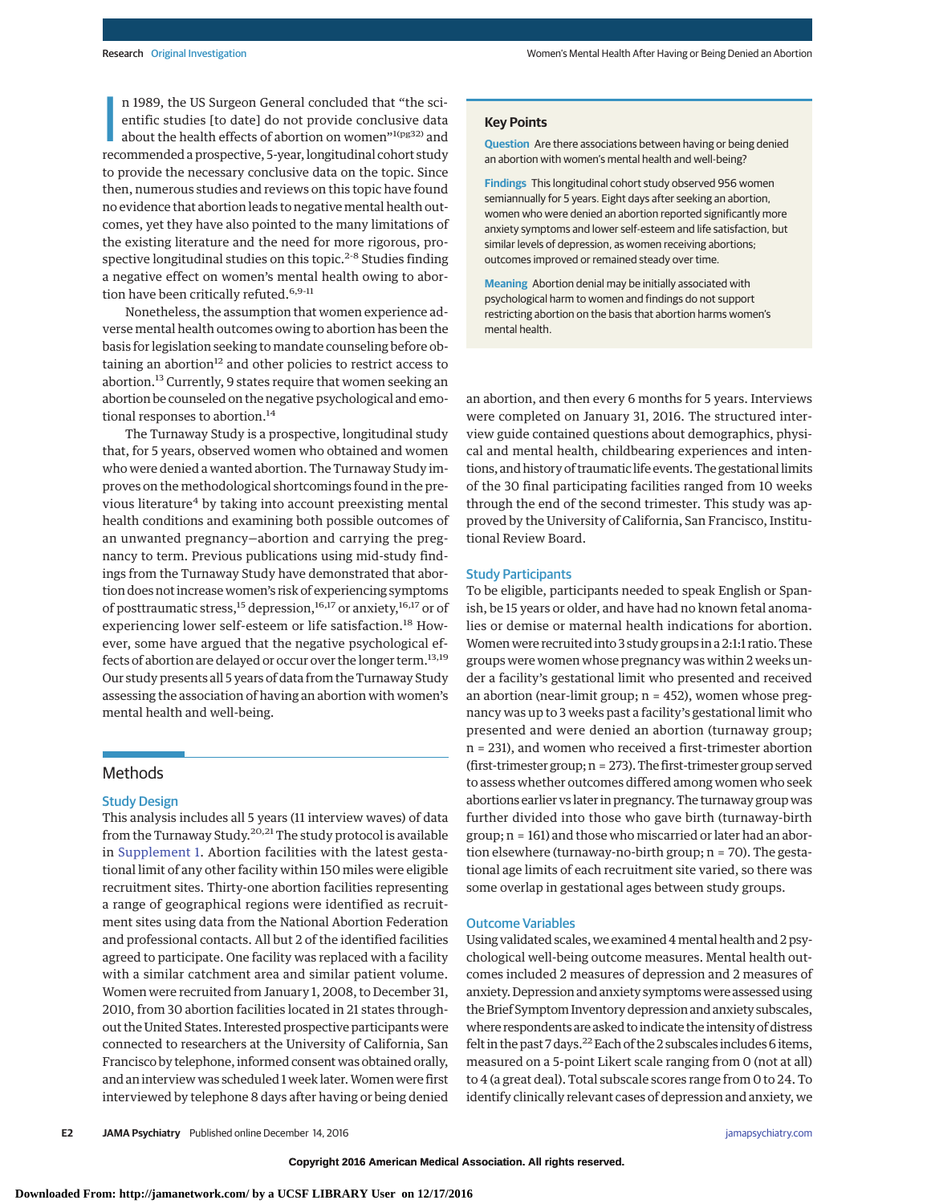In 1989, the US Surgeon General concluded that "the scientific studies [to date] do not provide conclusive data about the health effects of abortion on women"[1(pg32)] and recommended a prospective, 5-year, longitudinal cohort study to provide the necessary conclusive data on the topic. Since then, numerous studies and reviews on this topic have found no evidence that abortion leads to negative mental health outcomes, yet they have also pointed to the many limitations of the existing literature and the need for more rigorous, prospective longitudinal studies on this topic.[2-8] Studies finding a negative effect on women's mental health owing to abortion have been critically refuted.[6,9-11]

Nonetheless, the assumption that women experience adverse mental health outcomes owing to abortion has been the basis for legislation seeking to mandate counseling before obtaining an abortion[12] and other policies to restrict access to abortion.[13] Currently, 9 states require that women seeking an abortion be counseled on the negative psychological and emotional responses to abortion.[14]

The Turnaway Study is a prospective, longitudinal study that, for 5 years, observed women who obtained and women who were denied a wanted abortion. The Turnaway Study improves on the methodological shortcomings found in the previous literature[4] by taking into account preexisting mental health conditions and examining both possible outcomes of an unwanted pregnancy—abortion and carrying the pregnancy to term. Previous publications using mid-study findings from the Turnaway Study have demonstrated that abortion does not increase women's risk of experiencing symptoms of posttraumatic stress,[15] depression,[16,17] or anxiety,[16,17] or of experiencing lower self-esteem or life satisfaction.[18] However, some have argued that the negative psychological effects of abortion are delayed or occur over the longer term.[13,19] Our study presents all 5 years of data from the Turnaway Study assessing the association of having an abortion with women's mental health and well-being.

> **Key Points**
>
> **Question** Are there associations between having or being denied an abortion with women's mental health and well-being?
>
> **Findings** This longitudinal cohort study observed 956 women semiannually for 5 years. Eight days after seeking an abortion, women who were denied an abortion reported significantly more anxiety symptoms and lower self-esteem and life satisfaction, but similar levels of depression, as women receiving abortions; outcomes improved or remained steady over time.
>
> **Meaning** Abortion denial may be initially associated with psychological harm to women and findings do not support restricting abortion on the basis that abortion harms women's mental health.

## Methods

### Study Design

This analysis includes all 5 years (11 interview waves) of data from the Turnaway Study.[20,21] The study protocol is available in Supplement 1. Abortion facilities with the latest gestational limit of any other facility within 150 miles were eligible recruitment sites. Thirty-one abortion facilities representing a range of geographical regions were identified as recruitment sites using data from the National Abortion Federation and professional contacts. All but 2 of the identified facilities agreed to participate. One facility was replaced with a facility with a similar catchment area and similar patient volume. Women were recruited from January 1, 2008, to December 31, 2010, from 30 abortion facilities located in 21 states throughout the United States. Interested prospective participants were connected to researchers at the University of California, San Francisco by telephone, informed consent was obtained orally, and an interview was scheduled 1 week later. Women were first interviewed by telephone 8 days after having or being denied an abortion, and then every 6 months for 5 years. Interviews were completed on January 31, 2016. The structured interview guide contained questions about demographics, physical and mental health, childbearing experiences and intentions, and history of traumatic life events. The gestational limits of the 30 final participating facilities ranged from 10 weeks through the end of the second trimester. This study was approved by the University of California, San Francisco, Institutional Review Board.

### Study Participants

To be eligible, participants needed to speak English or Spanish, be 15 years or older, and have had no known fetal anomalies or demise or maternal health indications for abortion. Women were recruited into 3 study groups in a 2:1:1 ratio. These groups were women whose pregnancy was within 2 weeks under a facility's gestational limit who presented and received an abortion (near-limit group; n = 452), women whose pregnancy was up to 3 weeks past a facility's gestational limit who presented and were denied an abortion (turnaway group; n = 231), and women who received a first-trimester abortion (first-trimester group; n = 273). The first-trimester group served to assess whether outcomes differed among women who seek abortions earlier vs later in pregnancy. The turnaway group was further divided into those who gave birth (turnaway-birth group; n = 161) and those who miscarried or later had an abortion elsewhere (turnaway-no-birth group; n = 70). The gestational age limits of each recruitment site varied, so there was some overlap in gestational ages between study groups.

### Outcome Variables

Using validated scales, we examined 4 mental health and 2 psychological well-being outcome measures. Mental health outcomes included 2 measures of depression and 2 measures of anxiety. Depression and anxiety symptoms were assessed using the Brief Symptom Inventory depression and anxiety subscales, where respondents are asked to indicate the intensity of distress felt in the past 7 days.[22] Each of the 2 subscales includes 6 items, measured on a 5-point Likert scale ranging from 0 (not at all) to 4 (a great deal). Total subscale scores range from 0 to 24. To identify clinically relevant cases of depression and anxiety, we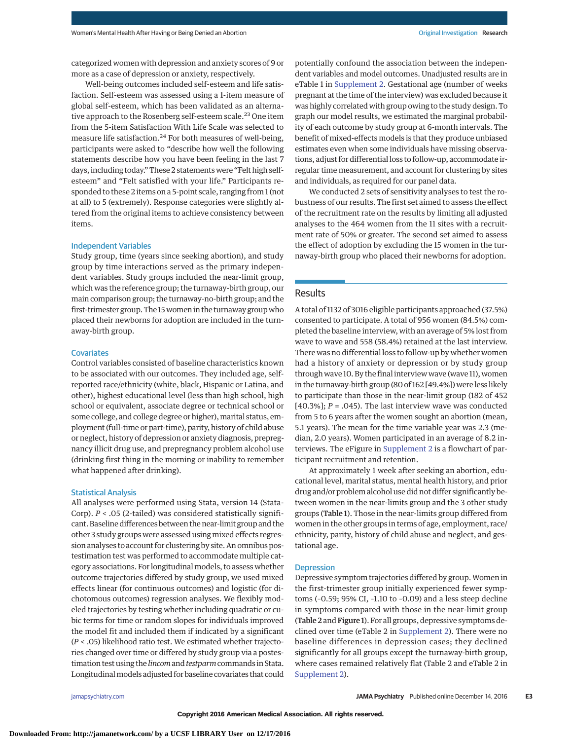categorized women with depression and anxiety scores of 9 or more as a case of depression or anxiety, respectively.

Well-being outcomes included self-esteem and life satisfaction. Self-esteem was assessed using a 1-item measure of global self-esteem, which has been validated as an alternative approach to the Rosenberg self-esteem scale.[23] One item from the 5-item Satisfaction With Life Scale was selected to measure life satisfaction.[24] For both measures of well-being, participants were asked to "describe how well the following statements describe how you have been feeling in the last 7 days, including today." These 2 statements were "Felt high self-esteem" and "Felt satisfied with your life." Participants responded to these 2 items on a 5-point scale, ranging from 1 (not at all) to 5 (extremely). Response categories were slightly altered from the original items to achieve consistency between items.

### Independent Variables

Study group, time (years since seeking abortion), and study group by time interactions served as the primary independent variables. Study groups included the near-limit group, which was the reference group; the turnaway-birth group, our main comparison group; the turnaway-no-birth group; and the first-trimester group. The 15 women in the turnaway group who placed their newborns for adoption are included in the turnaway-birth group.

### Covariates

Control variables consisted of baseline characteristics known to be associated with our outcomes. They included age, self-reported race/ethnicity (white, black, Hispanic or Latina, and other), highest educational level (less than high school, high school or equivalent, associate degree or technical school or some college, and college degree or higher), marital status, employment (full-time or part-time), parity, history of child abuse or neglect, history of depression or anxiety diagnosis, prepregnancy illicit drug use, and prepregnancy problem alcohol use (drinking first thing in the morning or inability to remember what happened after drinking).

### Statistical Analysis

All analyses were performed using Stata, version 14 (StataCorp). $P < .05$ (2-tailed) was considered statistically significant. Baseline differences between the near-limit group and the other 3 study groups were assessed using mixed effects regression analyses to account for clustering by site. An omnibus postestimation test was performed to accommodate multiple category associations. For longitudinal models, to assess whether outcome trajectories differed by study group, we used mixed effects linear (for continuous outcomes) and logistic (for dichotomous outcomes) regression analyses. We flexibly modeled trajectories by testing whether including quadratic or cubic terms for time or random slopes for individuals improved the model fit and included them if indicated by a significant ($P < .05$) likelihood ratio test. We estimated whether trajectories changed over time or differed by study group via a postestimation test using the *lincom* and *testparm* commands in Stata. Longitudinal models adjusted for baseline covariates that could potentially confound the association between the independent variables and model outcomes. Unadjusted results are in eTable 1 in Supplement 2. Gestational age (number of weeks pregnant at the time of the interview) was excluded because it was highly correlated with group owing to the study design. To graph our model results, we estimated the marginal probability of each outcome by study group at 6-month intervals. The benefit of mixed-effects models is that they produce unbiased estimates even when some individuals have missing observations, adjust for differential loss to follow-up, accommodate irregular time measurement, and account for clustering by sites and individuals, as required for our panel data.

We conducted 2 sets of sensitivity analyses to test the robustness of our results. The first set aimed to assess the effect of the recruitment rate on the results by limiting all adjusted analyses to the 464 women from the 11 sites with a recruitment rate of 50% or greater. The second set aimed to assess the effect of adoption by excluding the 15 women in the turnaway-birth group who placed their newborns for adoption.

## Results

A total of 1132 of 3016 eligible participants approached (37.5%) consented to participate. A total of 956 women (84.5%) completed the baseline interview, with an average of 5% lost from wave to wave and 558 (58.4%) retained at the last interview. There was no differential loss to follow-up by whether women had a history of anxiety or depression or by study group through wave 10. By the final interview wave (wave 11), women in the turnaway-birth group (80 of 162 [49.4%]) were less likely to participate than those in the near-limit group (182 of 452 [40.3%]; $P = .045$). The last interview wave was conducted from 5 to 6 years after the women sought an abortion (mean, 5.1 years). The mean for the time variable year was 2.3 (median, 2.0 years). Women participated in an average of 8.2 interviews. The eFigure in Supplement 2 is a flowchart of participant recruitment and retention.

At approximately 1 week after seeking an abortion, educational level, marital status, mental health history, and prior drug and/or problem alcohol use did not differ significantly between women in the near-limits group and the 3 other study groups (**Table 1**). Those in the near-limits group differed from women in the other groups in terms of age, employment, race/ethnicity, parity, history of child abuse and neglect, and gestational age.

### Depression

Depressive symptom trajectories differed by group. Women in the first-trimester group initially experienced fewer symptoms (−0.59; 95% CI, −1.10 to −0.09) and a less steep decline in symptoms compared with those in the near-limit group (**Table 2** and **Figure 1**). For all groups, depressive symptoms declined over time (eTable 2 in Supplement 2). There were no baseline differences in depression cases; they declined significantly for all groups except the turnaway-birth group, where cases remained relatively flat (Table 2 and eTable 2 in Supplement 2).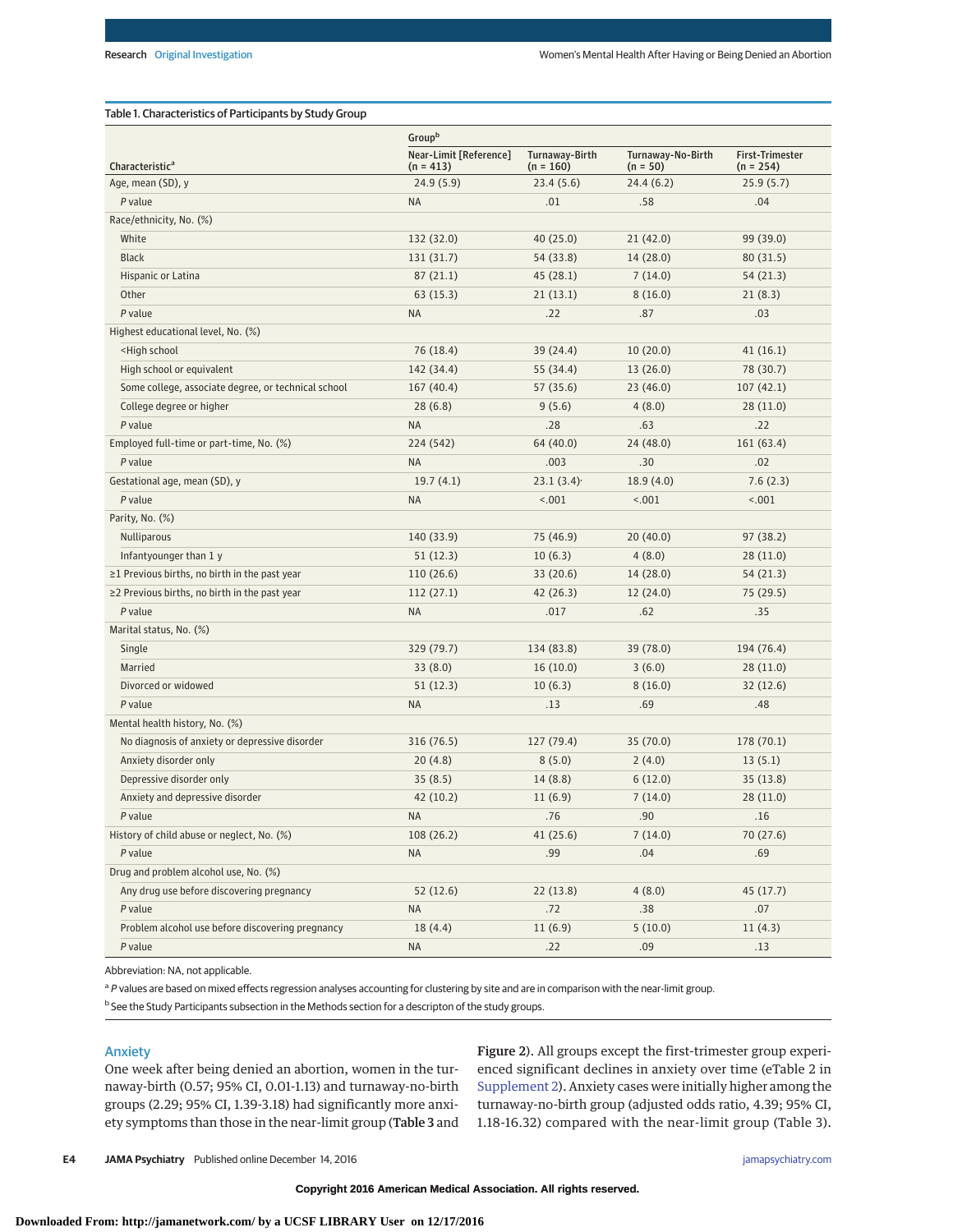Table 1. Characteristics of Participants by Study Group

| Characteristic[a] | Group[b] | | | |
|---|---|---|---|---|
| | Near-Limit [Reference] (n = 413) | Turnaway-Birth (n = 160) | Turnaway-No-Birth (n = 50) | First-Trimester (n = 254) |
| Age, mean (SD), y | 24.9 (5.9) | 23.4 (5.6) | 24.4 (6.2) | 25.9 (5.7) |
| *P* value | NA | .01 | .58 | .04 |
| Race/ethnicity, No. (%) | | | | |
| White | 132 (32.0) | 40 (25.0) | 21 (42.0) | 99 (39.0) |
| Black | 131 (31.7) | 54 (33.8) | 14 (28.0) | 80 (31.5) |
| Hispanic or Latina | 87 (21.1) | 45 (28.1) | 7 (14.0) | 54 (21.3) |
| Other | 63 (15.3) | 21 (13.1) | 8 (16.0) | 21 (8.3) |
| *P* value | NA | .22 | .87 | .03 |
| Highest educational level, No. (%) | | | | |
| <High school | 76 (18.4) | 39 (24.4) | 10 (20.0) | 41 (16.1) |
| High school or equivalent | 142 (34.4) | 55 (34.4) | 13 (26.0) | 78 (30.7) |
| Some college, associate degree, or technical school | 167 (40.4) | 57 (35.6) | 23 (46.0) | 107 (42.1) |
| College degree or higher | 28 (6.8) | 9 (5.6) | 4 (8.0) | 28 (11.0) |
| *P* value | NA | .28 | .63 | .22 |
| Employed full-time or part-time, No. (%) | 224 (542) | 64 (40.0) | 24 (48.0) | 161 (63.4) |
| *P* value | NA | .003 | .30 | .02 |
| Gestational age, mean (SD), y | 19.7 (4.1) | 23.1 (3.4) | 18.9 (4.0) | 7.6 (2.3) |
| *P* value | NA | <.001 | <.001 | <.001 |
| Parity, No. (%) | | | | |
| Nulliparous | 140 (33.9) | 75 (46.9) | 20 (40.0) | 97 (38.2) |
| Infantyounger than 1 y | 51 (12.3) | 10 (6.3) | 4 (8.0) | 28 (11.0) |
| ≥1 Previous births, no birth in the past year | 110 (26.6) | 33 (20.6) | 14 (28.0) | 54 (21.3) |
| ≥2 Previous births, no birth in the past year | 112 (27.1) | 42 (26.3) | 12 (24.0) | 75 (29.5) |
| *P* value | NA | .017 | .62 | .35 |
| Marital status, No. (%) | | | | |
| Single | 329 (79.7) | 134 (83.8) | 39 (78.0) | 194 (76.4) |
| Married | 33 (8.0) | 16 (10.0) | 3 (6.0) | 28 (11.0) |
| Divorced or widowed | 51 (12.3) | 10 (6.3) | 8 (16.0) | 32 (12.6) |
| *P* value | NA | .13 | .69 | .48 |
| Mental health history, No. (%) | | | | |
| No diagnosis of anxiety or depressive disorder | 316 (76.5) | 127 (79.4) | 35 (70.0) | 178 (70.1) |
| Anxiety disorder only | 20 (4.8) | 8 (5.0) | 2 (4.0) | 13 (5.1) |
| Depressive disorder only | 35 (8.5) | 14 (8.8) | 6 (12.0) | 35 (13.8) |
| Anxiety and depressive disorder | 42 (10.2) | 11 (6.9) | 7 (14.0) | 28 (11.0) |
| *P* value | NA | .76 | .90 | .16 |
| History of child abuse or neglect, No. (%) | 108 (26.2) | 41 (25.6) | 7 (14.0) | 70 (27.6) |
| *P* value | NA | .99 | .04 | .69 |
| Drug and problem alcohol use, No. (%) | | | | |
| Any drug use before discovering pregnancy | 52 (12.6) | 22 (13.8) | 4 (8.0) | 45 (17.7) |
| *P* value | NA | .72 | .38 | .07 |
| Problem alcohol use before discovering pregnancy | 18 (4.4) | 11 (6.9) | 5 (10.0) | 11 (4.3) |
| *P* value | NA | .22 | .09 | .13 |

Abbreviation: NA, not applicable.

[a] *P* values are based on mixed effects regression analyses accounting for clustering by site and are in comparison with the near-limit group.

[b] See the Study Participants subsection in the Methods section for a descripton of the study groups.

## Anxiety

One week after being denied an abortion, women in the turnaway-birth (0.57; 95% CI, 0.01-1.13) and turnaway-no-birth groups (2.29; 95% CI, 1.39-3.18) had significantly more anxiety symptoms than those in the near-limit group (**Table 3** and **Figure 2**). All groups except the first-trimester group experienced significant declines in anxiety over time (eTable 2 in Supplement 2). Anxiety cases were initially higher among the turnaway-no-birth group (adjusted odds ratio, 4.39; 95% CI, 1.18-16.32) compared with the near-limit group (Table 3).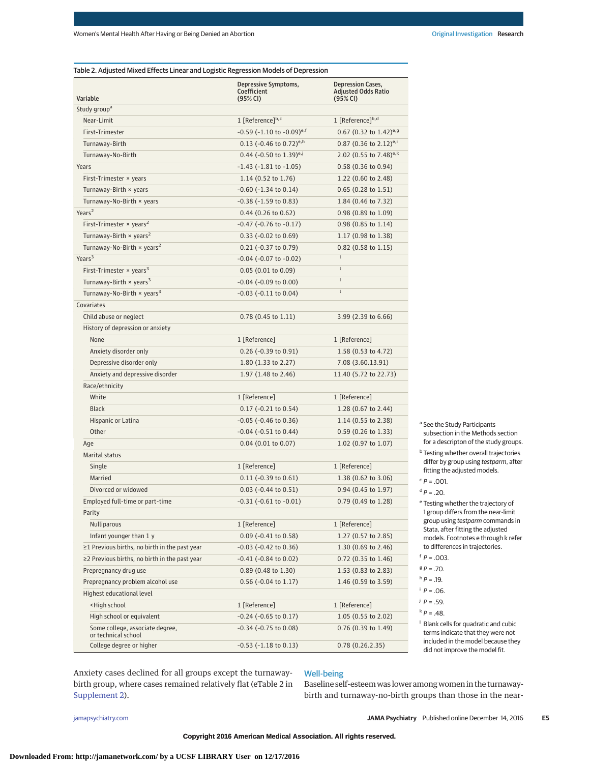Table 2. Adjusted Mixed Effects Linear and Logistic Regression Models of Depression

| Variable | Depressive Symptoms, Coefficient (95% CI) | Depression Cases, Adjusted Odds Ratio (95% CI) |
|---|---|---|
| Study group[a] | | |
| Near-Limit | 1 [Reference][b,c] | 1 [Reference][b,d] |
| First-Trimester | −0.59 (−1.10 to −0.09)[e,f] | 0.67 (0.32 to 1.42)[e,g] |
| Turnaway-Birth | 0.13 (−0.46 to 0.72)[e,h] | 0.87 (0.36 to 2.12)[e,i] |
| Turnaway-No-Birth | 0.44 (−0.50 to 1.39)[e,j] | 2.02 (0.55 to 7.48)[e,k] |
| Years | −1.43 (−1.81 to −1.05) | 0.58 (0.36 to 0.94) |
| First-Trimester × years | 1.14 (0.52 to 1.76) | 1.22 (0.60 to 2.48) |
| Turnaway-Birth × years | −0.60 (−1.34 to 0.14) | 0.65 (0.28 to 1.51) |
| Turnaway-No-Birth × years | −0.38 (−1.59 to 0.83) | 1.84 (0.46 to 7.32) |
| Years² | 0.44 (0.26 to 0.62) | 0.98 (0.89 to 1.09) |
| First-Trimester × years² | −0.47 (−0.76 to −0.17) | 0.98 (0.85 to 1.14) |
| Turnaway-Birth × years² | 0.33 (−0.02 to 0.69) | 1.17 (0.98 to 1.38) |
| Turnaway-No-Birth × years² | 0.21 (−0.37 to 0.79) | 0.82 (0.58 to 1.15) |
| Years³ | −0.04 (−0.07 to −0.02) | [l] |
| First-Trimester × years³ | 0.05 (0.01 to 0.09) | [l] |
| Turnaway-Birth × years³ | −0.04 (−0.09 to 0.00) | [l] |
| Turnaway-No-Birth × years³ | −0.03 (−0.11 to 0.04) | [l] |
| Covariates | | |
| Child abuse or neglect | 0.78 (0.45 to 1.11) | 3.99 (2.39 to 6.66) |
| History of depression or anxiety | | |
| None | 1 [Reference] | 1 [Reference] |
| Anxiety disorder only | 0.26 (−0.39 to 0.91) | 1.58 (0.53 to 4.72) |
| Depressive disorder only | 1.80 (1.33 to 2.27) | 7.08 (3.60.13.91) |
| Anxiety and depressive disorder | 1.97 (1.48 to 2.46) | 11.40 (5.72 to 22.73) |
| Race/ethnicity | | |
| White | 1 [Reference] | 1 [Reference] |
| Black | 0.17 (−0.21 to 0.54) | 1.28 (0.67 to 2.44) |
| Hispanic or Latina | −0.05 (−0.46 to 0.36) | 1.14 (0.55 to 2.38) |
| Other | −0.04 (−0.84 to 0.44) | 0.59 (0.26 to 1.33) |
| Age | 0.04 (0.01 to 0.07) | 1.02 (0.97 to 1.07) |
| Marital status | | |
| Single | 1 [Reference] | 1 [Reference] |
| Married | 0.11 (−0.39 to 0.61) | 1.38 (0.62 to 3.06) |
| Divorced or widowed | 0.03 (−0.44 to 0.51) | 0.94 (0.45 to 1.97) |
| Employed full-time or part-time | −0.31 (−0.61 to −0.01) | 0.79 (0.49 to 1.28) |
| Parity | | |
| Nulliparous | 1 [Reference] | 1 [Reference] |
| Infant younger than 1 y | 0.09 (−0.41 to 0.58) | 1.27 (0.57 to 2.85) |
| ≥1 Previous births, no birth in the past year | −0.03 (−0.42 to 0.36) | 1.30 (0.69 to 2.46) |
| ≥2 Previous births, no birth in the past year | −0.41 (−0.84 to 0.02) | 0.72 (0.35 to 1.46) |
| Prepregnancy drug use | 0.89 (0.48 to 1.30) | 1.53 (0.83 to 2.83) |
| Prepregnancy problem alcohol use | 0.56 (−0.04 to 1.17) | 1.46 (0.59 to 3.59) |
| Highest educational level | | |
| <High school | 1 [Reference] | 1 [Reference] |
| High school or equivalent | −0.24 (−0.65 to 0.17) | 1.05 (0.55 to 2.02) |
| Some college, associate degree, or technical school | −0.34 (−0.75 to 0.08) | 0.76 (0.39 to 1.49) |
| College degree or higher | −0.53 (−1.18 to 0.13) | 0.78 (0.26.2.35) |

[a] See the Study Participants subsection in the Methods section for a descripton of the study groups.

[b] Testing whether overall trajectories differ by group using *testparm*, after fitting the adjusted models.

[c] $P = .001$.

[d] $P = .20$.

[e] Testing whether the trajectory of 1 group differs from the near-limit group using *testparm* commands in Stata, after fitting the adjusted models. Footnotes e through k refer to differences in trajectories.

[f] $P = .003$.

[g] $P = .70$.

[h] $P = .19$.

[i] $P = .06$.

[j] $P = .59$.

[k] $P = .48$.

[l] Blank cells for quadratic and cubic terms indicate that they were not included in the model because they did not improve the model fit.

Anxiety cases declined for all groups except the turnaway-birth group, where cases remained relatively flat (eTable 2 in Supplement 2).

## Well-being

Baseline self-esteem was lower among women in the turnaway-birth and turnaway-no-birth groups than those in the near-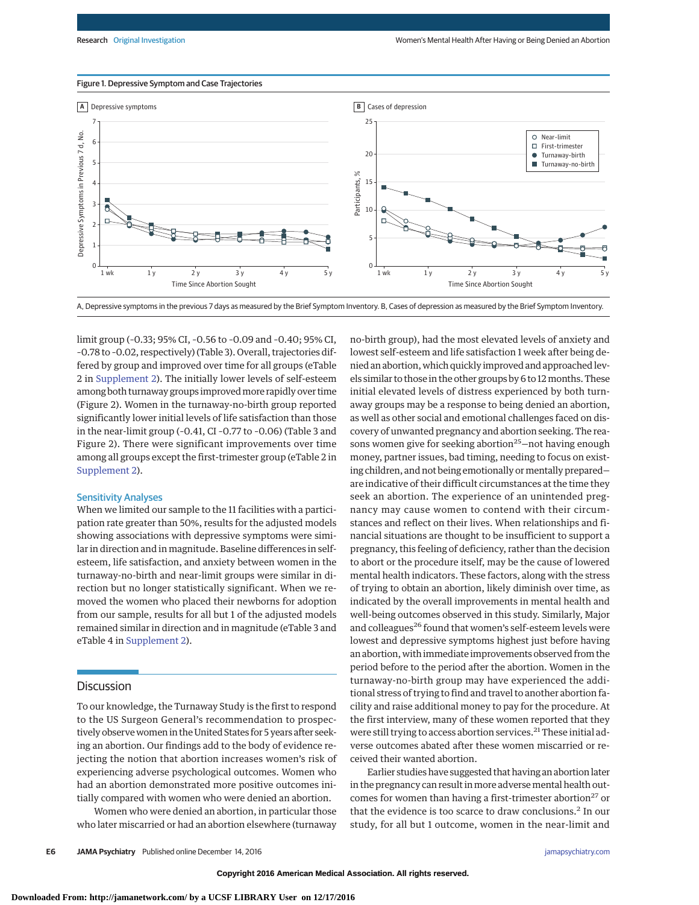Figure 1. Depressive Symptom and Case Trajectories

A, Depressive symptoms in the previous 7 days as measured by the Brief Symptom Inventory. B, Cases of depression as measured by the Brief Symptom Inventory.

limit group (−0.33; 95% CI, −0.56 to −0.09 and −0.40; 95% CI, −0.78 to −0.02, respectively) (Table 3). Overall, trajectories differed by group and improved over time for all groups (eTable 2 in Supplement 2). The initially lower levels of self-esteem among both turnaway groups improved more rapidly over time (Figure 2). Women in the turnaway-no-birth group reported significantly lower initial levels of life satisfaction than those in the near-limit group (−0.41, CI −0.77 to −0.06) (Table 3 and Figure 2). There were significant improvements over time among all groups except the first-trimester group (eTable 2 in Supplement 2).

### Sensitivity Analyses

When we limited our sample to the 11 facilities with a participation rate greater than 50%, results for the adjusted models showing associations with depressive symptoms were similar in direction and in magnitude. Baseline differences in self-esteem, life satisfaction, and anxiety between women in the turnaway-no-birth and near-limit groups were similar in direction but no longer statistically significant. When we removed the women who placed their newborns for adoption from our sample, results for all but 1 of the adjusted models remained similar in direction and in magnitude (eTable 3 and eTable 4 in Supplement 2).

## Discussion

To our knowledge, the Turnaway Study is the first to respond to the US Surgeon General's recommendation to prospectively observe women in the United States for 5 years after seeking an abortion. Our findings add to the body of evidence rejecting the notion that abortion increases women's risk of experiencing adverse psychological outcomes. Women who had an abortion demonstrated more positive outcomes initially compared with women who were denied an abortion.

Women who were denied an abortion, in particular those who later miscarried or had an abortion elsewhere (turnaway no-birth group), had the most elevated levels of anxiety and lowest self-esteem and life satisfaction 1 week after being denied an abortion, which quickly improved and approached levels similar to those in the other groups by 6 to 12 months. These initial elevated levels of distress experienced by both turnaway groups may be a response to being denied an abortion, as well as other social and emotional challenges faced on discovery of unwanted pregnancy and abortion seeking. The reasons women give for seeking abortion[25]—not having enough money, partner issues, bad timing, needing to focus on existing children, and not being emotionally or mentally prepared—are indicative of their difficult circumstances at the time they seek an abortion. The experience of an unintended pregnancy may cause women to contend with their circumstances and reflect on their lives. When relationships and financial situations are thought to be insufficient to support a pregnancy, this feeling of deficiency, rather than the decision to abort or the procedure itself, may be the cause of lowered mental health indicators. These factors, along with the stress of trying to obtain an abortion, likely diminish over time, as indicated by the overall improvements in mental health and well-being outcomes observed in this study. Similarly, Major and colleagues[26] found that women's self-esteem levels were lowest and depressive symptoms highest just before having an abortion, with immediate improvements observed from the period before to the period after the abortion. Women in the turnaway-no-birth group may have experienced the additional stress of trying to find and travel to another abortion facility and raise additional money to pay for the procedure. At the first interview, many of these women reported that they were still trying to access abortion services.[21] These initial adverse outcomes abated after these women miscarried or received their wanted abortion.

Earlier studies have suggested that having an abortion later in the pregnancy can result in more adverse mental health outcomes for women than having a first-trimester abortion[27] or that the evidence is too scarce to draw conclusions.[2] In our study, for all but 1 outcome, women in the near-limit and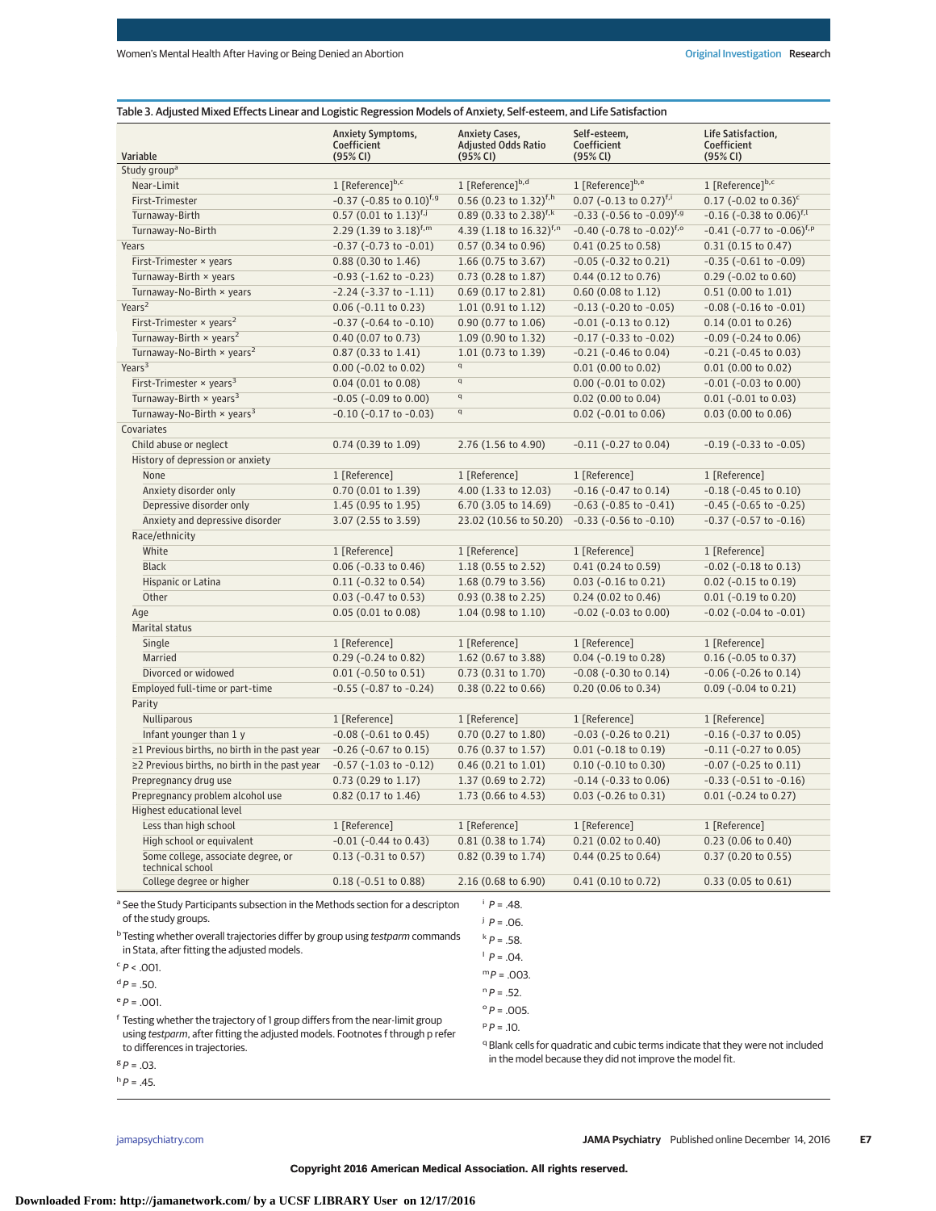Table 3. Adjusted Mixed Effects Linear and Logistic Regression Models of Anxiety, Self-esteem, and Life Satisfaction

| Variable | Anxiety Symptoms, Coefficient (95% CI) | Anxiety Cases, Adjusted Odds Ratio (95% CI) | Self-esteem, Coefficient (95% CI) | Life Satisfaction, Coefficient (95% CI) |
|---|---|---|---|---|
| Study group[a] | | | | |
| Near-Limit | 1 [Reference][b,c] | 1 [Reference][b,d] | 1 [Reference][b,e] | 1 [Reference][b,c] |
| First-Trimester | −0.37 (−0.85 to 0.10)[f,g] | 0.56 (0.23 to 1.32)[f,h] | 0.07 (−0.13 to 0.27)[f,i] | 0.17 (−0.02 to 0.36)[c] |
| Turnaway-Birth | 0.57 (0.01 to 1.13)[f,j] | 0.89 (0.33 to 2.38)[f,k] | −0.33 (−0.56 to −0.09)[f,g] | −0.16 (−0.38 to 0.06)[f,l] |
| Turnaway-No-Birth | 2.29 (1.39 to 3.18)[f,m] | 4.39 (1.18 to 16.32)[f,n] | −0.40 (−0.78 to −0.02)[f,o] | −0.41 (−0.77 to −0.06)[f,p] |
| Years | −0.37 (−0.73 to −0.01) | 0.57 (0.34 to 0.96) | 0.41 (0.25 to 0.58) | 0.31 (0.15 to 0.47) |
| First-Trimester × years | 0.88 (0.30 to 1.46) | 1.66 (0.75 to 3.67) | −0.05 (−0.32 to 0.21) | −0.35 (−0.61 to −0.09) |
| Turnaway-Birth × years | −0.93 (−1.62 to −0.23) | 0.73 (0.28 to 1.87) | 0.44 (0.12 to 0.76) | 0.29 (−0.02 to 0.60) |
| Turnaway-No-Birth × years | −2.24 (−3.37 to −1.11) | 0.69 (0.17 to 2.81) | 0.60 (0.08 to 1.12) | 0.51 (0.00 to 1.01) |
| Years$^2$ | 0.06 (−0.11 to 0.23) | 1.01 (0.91 to 1.12) | −0.13 (−0.20 to −0.05) | −0.08 (−0.16 to −0.01) |
| First-Trimester × years$^2$ | −0.37 (−0.64 to −0.10) | 0.90 (0.77 to 1.06) | −0.01 (−0.13 to 0.12) | 0.14 (0.01 to 0.26) |
| Turnaway-Birth × years$^2$ | 0.40 (0.07 to 0.73) | 1.09 (0.90 to 1.32) | −0.17 (−0.33 to −0.02) | −0.09 (−0.24 to 0.06) |
| Turnaway-No-Birth × years$^2$ | 0.87 (0.33 to 1.41) | 1.01 (0.73 to 1.39) | −0.21 (−0.46 to 0.04) | −0.21 (−0.45 to 0.03) |
| Years$^3$ | 0.00 (−0.02 to 0.02) | [q] | 0.01 (0.00 to 0.02) | 0.01 (0.00 to 0.02) |
| First-Trimester × years$^3$ | 0.04 (0.01 to 0.08) | [q] | 0.00 (−0.01 to 0.02) | −0.01 (−0.03 to 0.00) |
| Turnaway-Birth × years$^3$ | −0.05 (−0.09 to 0.00) | [q] | 0.02 (0.00 to 0.04) | 0.01 (−0.01 to 0.03) |
| Turnaway-No-Birth × years$^3$ | −0.10 (−0.17 to −0.03) | [q] | 0.02 (−0.01 to 0.06) | 0.03 (0.00 to 0.06) |
| Covariates | | | | |
| Child abuse or neglect | 0.74 (0.39 to 1.09) | 2.76 (1.56 to 4.90) | −0.11 (−0.27 to 0.04) | −0.19 (−0.33 to −0.05) |
| History of depression or anxiety | | | | |
| None | 1 [Reference] | 1 [Reference] | 1 [Reference] | 1 [Reference] |
| Anxiety disorder only | 0.70 (0.01 to 1.39) | 4.00 (1.33 to 12.03) | −0.16 (−0.47 to 0.14) | −0.18 (−0.45 to 0.10) |
| Depressive disorder only | 1.45 (0.95 to 1.95) | 6.70 (3.05 to 14.69) | −0.63 (−0.85 to −0.41) | −0.45 (−0.65 to −0.25) |
| Anxiety and depressive disorder | 3.07 (2.55 to 3.59) | 23.02 (10.56 to 50.20) | −0.33 (−0.56 to −0.10) | −0.37 (−0.57 to −0.16) |
| Race/ethnicity | | | | |
| White | 1 [Reference] | 1 [Reference] | 1 [Reference] | 1 [Reference] |
| Black | 0.06 (−0.33 to 0.46) | 1.18 (0.55 to 2.52) | 0.41 (0.24 to 0.59) | −0.02 (−0.18 to 0.13) |
| Hispanic or Latina | 0.11 (−0.32 to 0.54) | 1.68 (0.79 to 3.56) | 0.03 (−0.16 to 0.21) | 0.02 (−0.15 to 0.19) |
| Other | 0.03 (−0.47 to 0.53) | 0.93 (0.38 to 2.25) | 0.24 (0.02 to 0.46) | 0.01 (−0.19 to 0.20) |
| Age | 0.05 (0.01 to 0.08) | 1.04 (0.98 to 1.10) | −0.02 (−0.03 to 0.00) | −0.02 (−0.04 to −0.01) |
| Marital status | | | | |
| Single | 1 [Reference] | 1 [Reference] | 1 [Reference] | 1 [Reference] |
| Married | 0.29 (−0.24 to 0.82) | 1.62 (0.67 to 3.88) | 0.04 (−0.19 to 0.28) | 0.16 (−0.05 to 0.37) |
| Divorced or widowed | 0.01 (−0.50 to 0.51) | 0.73 (0.31 to 1.70) | −0.08 (−0.30 to 0.14) | −0.06 (−0.26 to 0.14) |
| Employed full-time or part-time | −0.55 (−0.87 to −0.24) | 0.38 (0.22 to 0.66) | 0.20 (0.06 to 0.34) | 0.09 (−0.04 to 0.21) |
| Parity | | | | |
| Nulliparous | 1 [Reference] | 1 [Reference] | 1 [Reference] | 1 [Reference] |
| Infant younger than 1 y | −0.08 (−0.61 to 0.45) | 0.70 (0.27 to 1.80) | −0.03 (−0.26 to 0.21) | −0.16 (−0.37 to 0.05) |
| ≥1 Previous births, no birth in the past year | −0.26 (−0.67 to 0.15) | 0.76 (0.37 to 1.57) | 0.01 (−0.18 to 0.19) | −0.11 (−0.27 to 0.05) |
| ≥2 Previous births, no birth in the past year | −0.57 (−1.03 to −0.12) | 0.46 (0.21 to 1.01) | 0.10 (−0.10 to 0.30) | −0.07 (−0.25 to 0.11) |
| Prepregnancy drug use | 0.73 (0.29 to 1.17) | 1.37 (0.69 to 2.72) | −0.14 (−0.33 to 0.06) | −0.33 (−0.51 to −0.16) |
| Prepregnancy problem alcohol use | 0.82 (0.17 to 1.46) | 1.73 (0.66 to 4.53) | 0.03 (−0.26 to 0.31) | 0.01 (−0.24 to 0.27) |
| Highest educational level | | | | |
| Less than high school | 1 [Reference] | 1 [Reference] | 1 [Reference] | 1 [Reference] |
| High school or equivalent | −0.01 (−0.44 to 0.43) | 0.81 (0.38 to 1.74) | 0.21 (0.02 to 0.40) | 0.23 (0.06 to 0.40) |
| Some college, associate degree, or technical school | 0.13 (−0.31 to 0.57) | 0.82 (0.39 to 1.74) | 0.44 (0.25 to 0.64) | 0.37 (0.20 to 0.55) |
| College degree or higher | 0.18 (−0.51 to 0.88) | 2.16 (0.68 to 6.90) | 0.41 (0.10 to 0.72) | 0.33 (0.05 to 0.61) |

[a] See the Study Participants subsection in the Methods section for a descripton of the study groups.

[b] Testing whether overall trajectories differ by group using *testparm* commands in Stata, after fitting the adjusted models.

[c] $P < .001$.

[d] $P = .50$.

[e] $P = .001$.

[f] Testing whether the trajectory of 1 group differs from the near-limit group using *testparm*, after fitting the adjusted models. Footnotes f through p refer to differences in trajectories.

[g] $P = .03$.

[h] $P = .45$.

[i] $P = .48$.

[j] $P = .06$.

[k] $P = .58$.

[l] $P = .04$.

[m] $P = .003$.

[n] $P = .52$.

[o] $P = .005$.

[p] $P = .10$.

[q] Blank cells for quadratic and cubic terms indicate that they were not included in the model because they did not improve the model fit.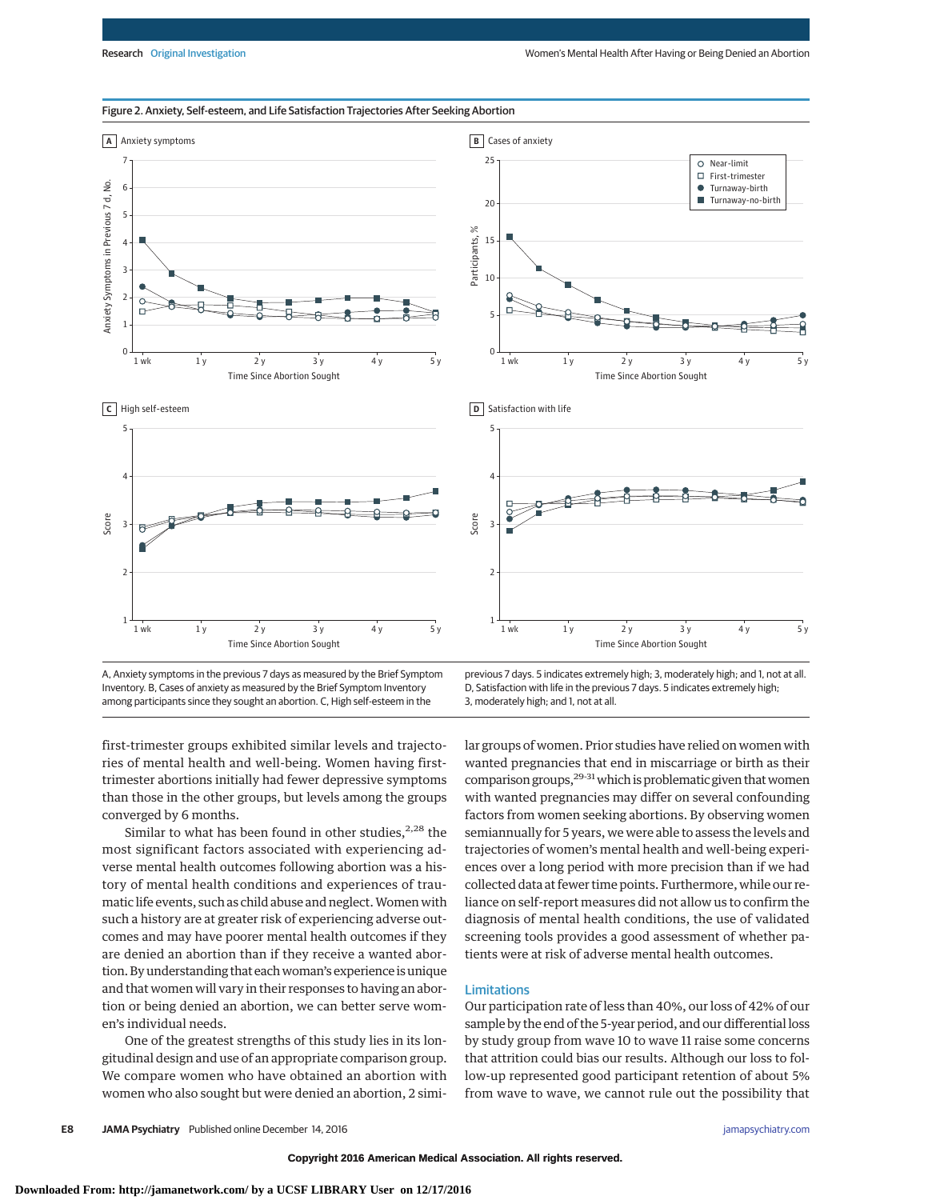Figure 2. Anxiety, Self-esteem, and Life Satisfaction Trajectories After Seeking Abortion

A, Anxiety symptoms in the previous 7 days as measured by the Brief Symptom Inventory. B, Cases of anxiety as measured by the Brief Symptom Inventory among participants since they sought an abortion. C, High self-esteem in the previous 7 days. 5 indicates extremely high; 3, moderately high; and 1, not at all. D, Satisfaction with life in the previous 7 days. 5 indicates extremely high; 3, moderately high; and 1, not at all.

first-trimester groups exhibited similar levels and trajectories of mental health and well-being. Women having first-trimester abortions initially had fewer depressive symptoms than those in the other groups, but levels among the groups converged by 6 months.

Similar to what has been found in other studies,[2,28] the most significant factors associated with experiencing adverse mental health outcomes following abortion was a history of mental health conditions and experiences of traumatic life events, such as child abuse and neglect. Women with such a history are at greater risk of experiencing adverse outcomes and may have poorer mental health outcomes if they are denied an abortion than if they receive a wanted abortion. By understanding that each woman's experience is unique and that women will vary in their responses to having an abortion or being denied an abortion, we can better serve women's individual needs.

One of the greatest strengths of this study lies in its longitudinal design and use of an appropriate comparison group. We compare women who have obtained an abortion with women who also sought but were denied an abortion, 2 similar groups of women. Prior studies have relied on women with wanted pregnancies that end in miscarriage or birth as their comparison groups,[29-31] which is problematic given that women with wanted pregnancies may differ on several confounding factors from women seeking abortions. By observing women semiannually for 5 years, we were able to assess the levels and trajectories of women's mental health and well-being experiences over a long period with more precision than if we had collected data at fewer time points. Furthermore, while our reliance on self-report measures did not allow us to confirm the diagnosis of mental health conditions, the use of validated screening tools provides a good assessment of whether patients were at risk of adverse mental health outcomes.

## Limitations

Our participation rate of less than 40%, our loss of 42% of our sample by the end of the 5-year period, and our differential loss by study group from wave 10 to wave 11 raise some concerns that attrition could bias our results. Although our loss to follow-up represented good participant retention of about 5% from wave to wave, we cannot rule out the possibility that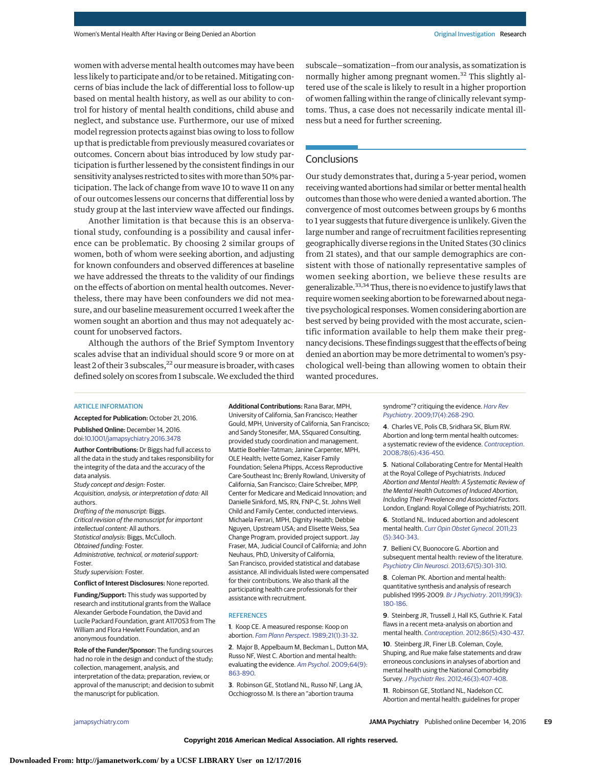women with adverse mental health outcomes may have been less likely to participate and/or to be retained. Mitigating concerns of bias include the lack of differential loss to follow-up based on mental health history, as well as our ability to control for history of mental health conditions, child abuse and neglect, and substance use. Furthermore, our use of mixed model regression protects against bias owing to loss to follow up that is predictable from previously measured covariates or outcomes. Concern about bias introduced by low study participation is further lessened by the consistent findings in our sensitivity analyses restricted to sites with more than 50% participation. The lack of change from wave 10 to wave 11 on any of our outcomes lessens our concerns that differential loss by study group at the last interview wave affected our findings.

Another limitation is that because this is an observational study, confounding is a possibility and causal inference can be problematic. By choosing 2 similar groups of women, both of whom were seeking abortion, and adjusting for known confounders and observed differences at baseline we have addressed the threats to the validity of our findings on the effects of abortion on mental health outcomes. Nevertheless, there may have been confounders we did not measure, and our baseline measurement occurred 1 week after the women sought an abortion and thus may not adequately account for unobserved factors.

Although the authors of the Brief Symptom Inventory scales advise that an individual should score 9 or more on at least 2 of their 3 subscales,[22] our measure is broader, with cases defined solely on scores from 1 subscale. We excluded the third subscale—somatization—from our analysis, as somatization is normally higher among pregnant women.[32] This slightly altered use of the scale is likely to result in a higher proportion of women falling within the range of clinically relevant symptoms. Thus, a case does not necessarily indicate mental illness but a need for further screening.

## Conclusions

Our study demonstrates that, during a 5-year period, women receiving wanted abortions had similar or better mental health outcomes than those who were denied a wanted abortion. The convergence of most outcomes between groups by 6 months to 1 year suggests that future divergence is unlikely. Given the large number and range of recruitment facilities representing geographically diverse regions in the United States (30 clinics from 21 states), and that our sample demographics are consistent with those of nationally representative samples of women seeking abortion, we believe these results are generalizable.[33,34] Thus, there is no evidence to justify laws that require women seeking abortion to be forewarned about negative psychological responses. Women considering abortion are best served by being provided with the most accurate, scientific information available to help them make their pregnancy decisions. These findings suggest that the effects of being denied an abortion may be more detrimental to women's psychological well-being than allowing women to obtain their wanted procedures.

### ARTICLE INFORMATION

**Accepted for Publication:** October 21, 2016.

**Published Online:** December 14, 2016. doi:10.1001/jamapsychiatry.2016.3478

**Author Contributions:** Dr Biggs had full access to all the data in the study and takes responsibility for the integrity of the data and the accuracy of the data analysis.
*Study concept and design:* Foster.
*Acquisition, analysis, or interpretation of data:* All authors.
*Drafting of the manuscript:* Biggs.
*Critical revision of the manuscript for important intellectual content:* All authors.
*Statistical analysis:* Biggs, McCulloch.
*Obtained funding:* Foster.
*Administrative, technical, or material support:* Foster.
*Study supervision:* Foster.

**Conflict of Interest Disclosures:** None reported.

**Funding/Support:** This study was supported by research and institutional grants from the Wallace Alexander Gerbode Foundation, the David and Lucile Packard Foundation, grant A117053 from The William and Flora Hewlett Foundation, and an anonymous foundation.

**Role of the Funder/Sponsor:** The funding sources had no role in the design and conduct of the study; collection, management, analysis, and interpretation of the data; preparation, review, or approval of the manuscript; and decision to submit the manuscript for publication.

**Additional Contributions:** Rana Barar, MPH, University of California, San Francisco; Heather Gould, MPH, University of California, San Francisco; and Sandy Stonesifer, MA, SSquared Consulting, provided study coordination and management. Mattie Boehler-Tatman; Janine Carpenter, MPH, OLE Health; Ivette Gomez, Kaiser Family Foundation; Selena Phipps, Access Reproductive Care-Southeast Inc; Brenly Rowland, University of California, San Francisco; Claire Schreiber, MPP, Center for Medicare and Medicaid Innovation; and Danielle Sinkford, MS, RN, FNP-C, St. Johns Well Child and Family Center, conducted interviews. Michaela Ferrari, MPH, Dignity Health; Debbie Nguyen, Upstream USA; and Elisette Weiss, Sea Change Program, provided project support. Jay Fraser, MA, Judicial Council of California; and John Neuhaus, PhD, University of California, San Francisco, provided statistical and database assistance. All individuals listed were compensated for their contributions. We also thank all the participating health care professionals for their assistance with recruitment.

### REFERENCES

1. Koop CE. A measured response: Koop on abortion. *Fam Plann Perspect*. 1989;21(1):31-32.

2. Major B, Appelbaum M, Beckman L, Dutton MA, Russo NF, West C. Abortion and mental health: evaluating the evidence. *Am Psychol*. 2009;64(9):863-890.

3. Robinson GE, Stotland NL, Russo NF, Lang JA, Occhiogrosso M. Is there an "abortion trauma syndrome"? critiquing the evidence. *Harv Rev Psychiatry*. 2009;17(4):268-290.

4. Charles VE, Polis CB, Sridhara SK, Blum RW. Abortion and long-term mental health outcomes: a systematic review of the evidence. *Contraception*. 2008;78(6):436-450.

5. National Collaborating Centre for Mental Health at the Royal College of Psychiatrists. *Induced Abortion and Mental Health: A Systematic Review of the Mental Health Outcomes of Induced Abortion, Including Their Prevalence and Associated Factors*. London, England: Royal College of Psychiatrists; 2011.

6. Stotland NL. Induced abortion and adolescent mental health. *Curr Opin Obstet Gynecol*. 2011;23(5):340-343.

7. Bellieni CV, Buonocore G. Abortion and subsequent mental health: review of the literature. *Psychiatry Clin Neurosci*. 2013;67(5):301-310.

8. Coleman PK. Abortion and mental health: quantitative synthesis and analysis of research published 1995-2009. *Br J Psychiatry*. 2011;199(3):180-186.

9. Steinberg JR, Trussell J, Hall KS, Guthrie K. Fatal flaws in a recent meta-analysis on abortion and mental health. *Contraception*. 2012;86(5):430-437.

10. Steinberg JR, Finer LB. Coleman, Coyle, Shuping, and Rue make false statements and draw erroneous conclusions in analyses of abortion and mental health using the National Comorbidity Survey. *J Psychiatr Res*. 2012;46(3):407-408.

11. Robinson GE, Stotland NL, Nadelson CC. Abortion and mental health: guidelines for proper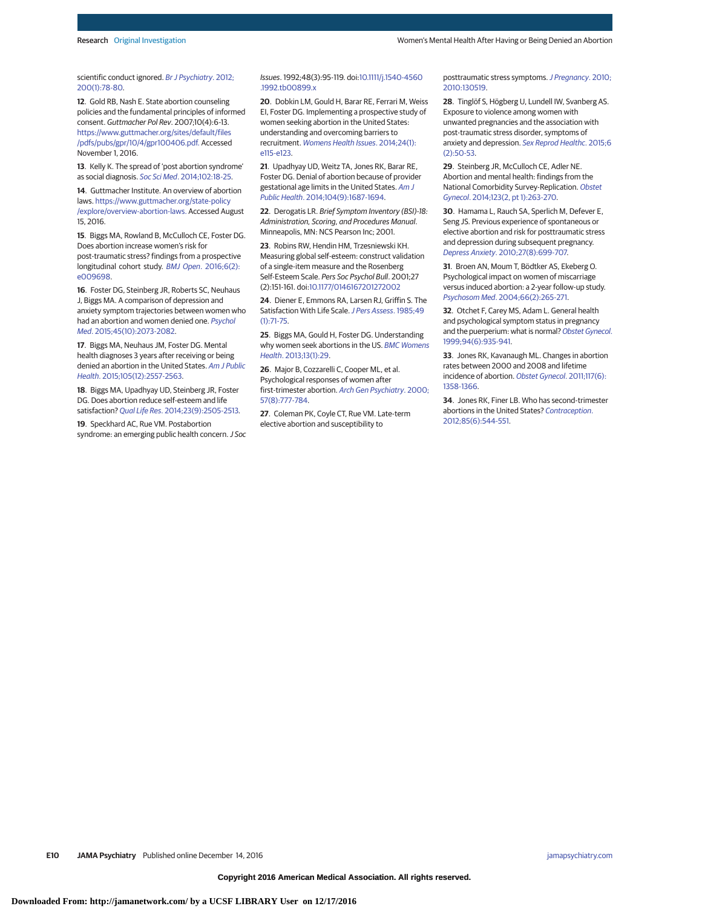scientific conduct ignored. *Br J Psychiatry*. 2012;200(1):78-80.

12. Gold RB, Nash E. State abortion counseling policies and the fundamental principles of informed consent. *Guttmacher Pol Rev*. 2007;10(4):6-13. https://www.guttmacher.org/sites/default/files/pdfs/pubs/gpr/10/4/gpr100406.pdf. Accessed November 1, 2016.

13. Kelly K. The spread of 'post abortion syndrome' as social diagnosis. *Soc Sci Med*. 2014;102:18-25.

14. Guttmacher Institute. An overview of abortion laws. https://www.guttmacher.org/state-policy/explore/overview-abortion-laws. Accessed August 15, 2016.

15. Biggs MA, Rowland B, McCulloch CE, Foster DG. Does abortion increase women's risk for post-traumatic stress? findings from a prospective longitudinal cohort study. *BMJ Open*. 2016;6(2):e009698.

16. Foster DG, Steinberg JR, Roberts SC, Neuhaus J, Biggs MA. A comparison of depression and anxiety symptom trajectories between women who had an abortion and women denied one. *Psychol Med*. 2015;45(10):2073-2082.

17. Biggs MA, Neuhaus JM, Foster DG. Mental health diagnoses 3 years after receiving or being denied an abortion in the United States. *Am J Public Health*. 2015;105(12):2557-2563.

18. Biggs MA, Upadhyay UD, Steinberg JR, Foster DG. Does abortion reduce self-esteem and life satisfaction? *Qual Life Res*. 2014;23(9):2505-2513.

19. Speckhard AC, Rue VM. Postabortion syndrome: an emerging public health concern. *J Soc Issues*. 1992;48(3):95-119. doi:10.1111/j.1540-4560.1992.tb00899.x

20. Dobkin LM, Gould H, Barar RE, Ferrari M, Weiss EI, Foster DG. Implementing a prospective study of women seeking abortion in the United States: understanding and overcoming barriers to recruitment. *Womens Health Issues*. 2014;24(1):e115-e123.

21. Upadhyay UD, Weitz TA, Jones RK, Barar RE, Foster DG. Denial of abortion because of provider gestational age limits in the United States. *Am J Public Health*. 2014;104(9):1687-1694.

22. Derogatis LR. *Brief Symptom Inventory (BSI)-18: Administration, Scoring, and Procedures Manual*. Minneapolis, MN: NCS Pearson Inc; 2001.

23. Robins RW, Hendin HM, Trzesniewski KH. Measuring global self-esteem: construct validation of a single-item measure and the Rosenberg Self-Esteem Scale. *Pers Soc Psychol Bull*. 2001;27(2):151-161. doi:10.1177/0146167201272002

24. Diener E, Emmons RA, Larsen RJ, Griffin S. The Satisfaction With Life Scale. *J Pers Assess*. 1985;49(1):71-75.

25. Biggs MA, Gould H, Foster DG. Understanding why women seek abortions in the US. *BMC Womens Health*. 2013;13(1):29.

26. Major B, Cozzarelli C, Cooper ML, et al. Psychological responses of women after first-trimester abortion. *Arch Gen Psychiatry*. 2000;57(8):777-784.

27. Coleman PK, Coyle CT, Rue VM. Late-term elective abortion and susceptibility to posttraumatic stress symptoms. *J Pregnancy*. 2010;2010:130519.

28. Tinglöf S, Högberg U, Lundell IW, Svanberg AS. Exposure to violence among women with unwanted pregnancies and the association with post-traumatic stress disorder, symptoms of anxiety and depression. *Sex Reprod Healthc*. 2015;6(2):50-53.

29. Steinberg JR, McCulloch CE, Adler NE. Abortion and mental health: findings from the National Comorbidity Survey-Replication. *Obstet Gynecol*. 2014;123(2, pt 1):263-270.

30. Hamama L, Rauch SA, Sperlich M, Defever E, Seng JS. Previous experience of spontaneous or elective abortion and risk for posttraumatic stress and depression during subsequent pregnancy. *Depress Anxiety*. 2010;27(8):699-707.

31. Broen AN, Moum T, Bödtker AS, Ekeberg O. Psychological impact on women of miscarriage versus induced abortion: a 2-year follow-up study. *Psychosom Med*. 2004;66(2):265-271.

32. Otchet F, Carey MS, Adam L. General health and psychological symptom status in pregnancy and the puerperium: what is normal? *Obstet Gynecol*. 1999;94(6):935-941.

33. Jones RK, Kavanaugh ML. Changes in abortion rates between 2000 and 2008 and lifetime incidence of abortion. *Obstet Gynecol*. 2011;117(6):1358-1366.

34. Jones RK, Finer LB. Who has second-trimester abortions in the United States? *Contraception*. 2012;85(6):544-551.